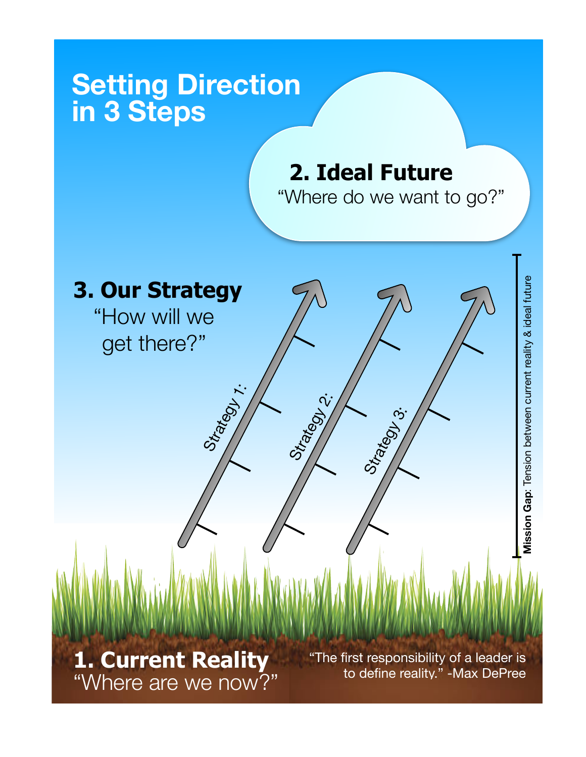# Setting Direction in 3 Steps

## 2. Ideal Future

"Where do we want to go?"

## 3. Our Strategy

"How will we get there?"

Strategy 1:

Strategy 2:

Strategy 3:

**Mission Gap**: Tension between current reality & ideal future

## 1. Current Reality

"Where are we now?"

"The first responsibility of a leader is to define reality." -Max DePree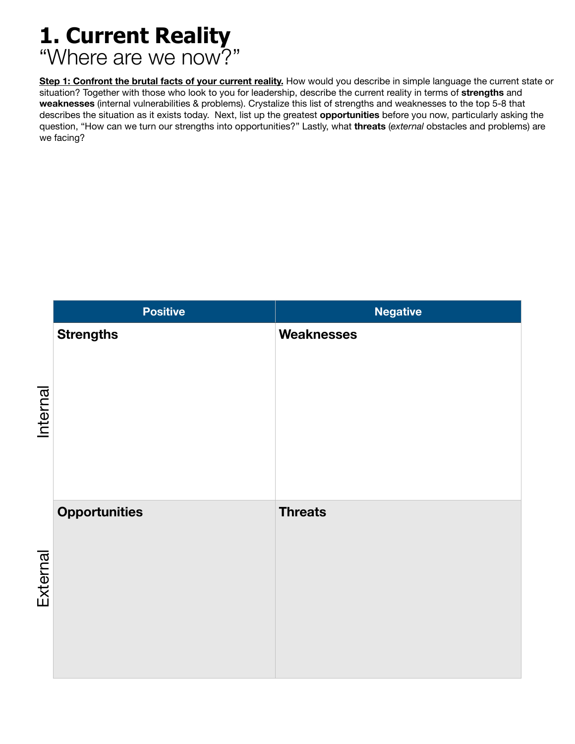# 1. Current Reality

“Where are we now?”

**Step 1: Confront the brutal facts of your current reality.** How would you describe in simple language the current state or situation? Together with those who look to you for leadership, describe the current reality in terms of **strengths** and **weaknesses** (internal vulnerabilities & problems). Crystalize this list of strengths and weaknesses to the top 5-8 that describes the situation as it exists today. Next, list up the greatest **opportunities** before you now, particularly asking the question, “How can we turn our strengths into opportunities?” Lastly, what **threats** (*external* obstacles and problems) are we facing?

| | Positive | Negative |
|---|---|---|
| Internal | **Strengths** | **Weaknesses** |
| External | **Opportunities** | **Threats** |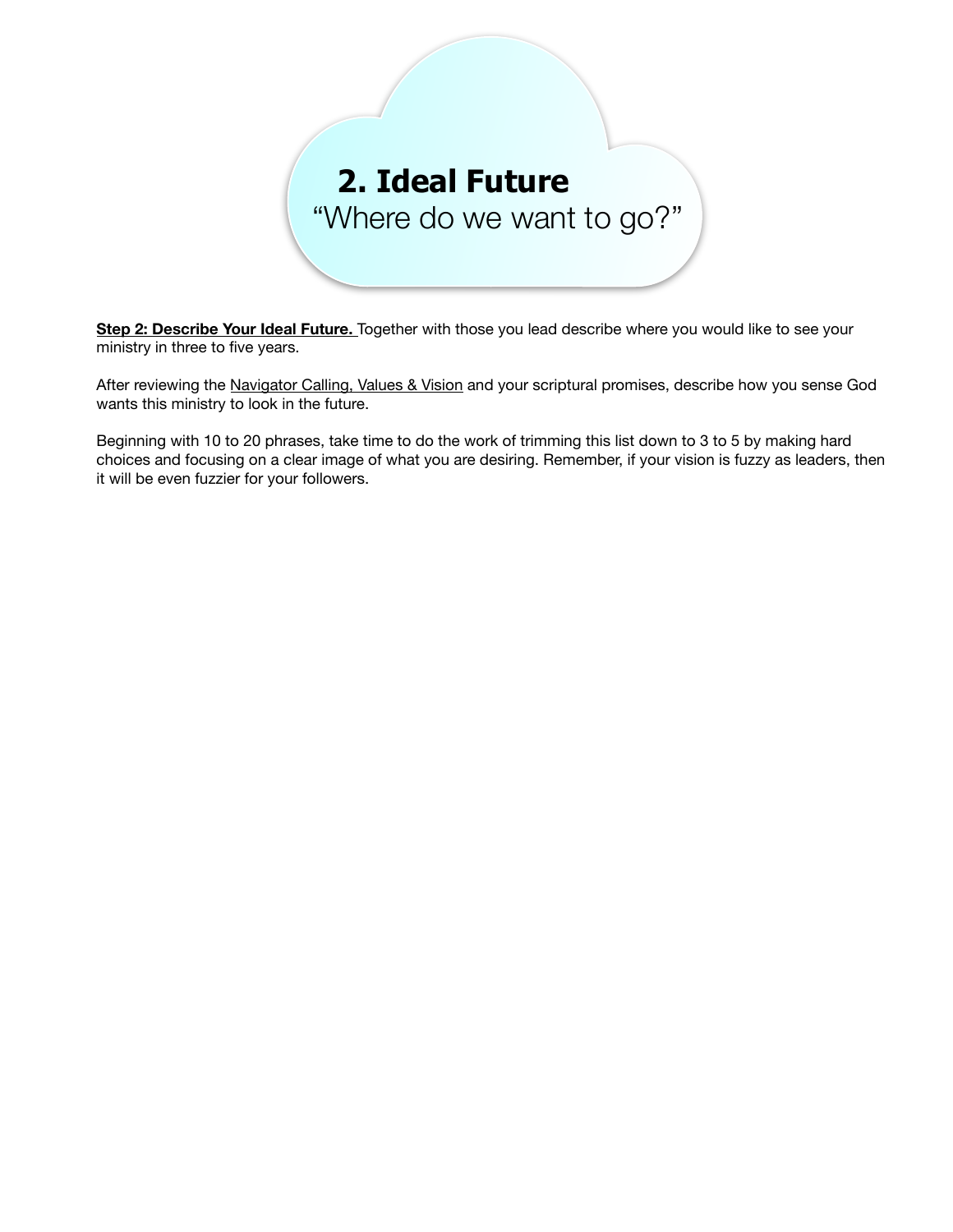# 2. Ideal Future

"Where do we want to go?"

**Step 2: Describe Your Ideal Future.** Together with those you lead describe where you would like to see your ministry in three to five years.

After reviewing the Navigator Calling, Values & Vision and your scriptural promises, describe how you sense God wants this ministry to look in the future.

Beginning with 10 to 20 phrases, take time to do the work of trimming this list down to 3 to 5 by making hard choices and focusing on a clear image of what you are desiring. Remember, if your vision is fuzzy as leaders, then it will be even fuzzier for your followers.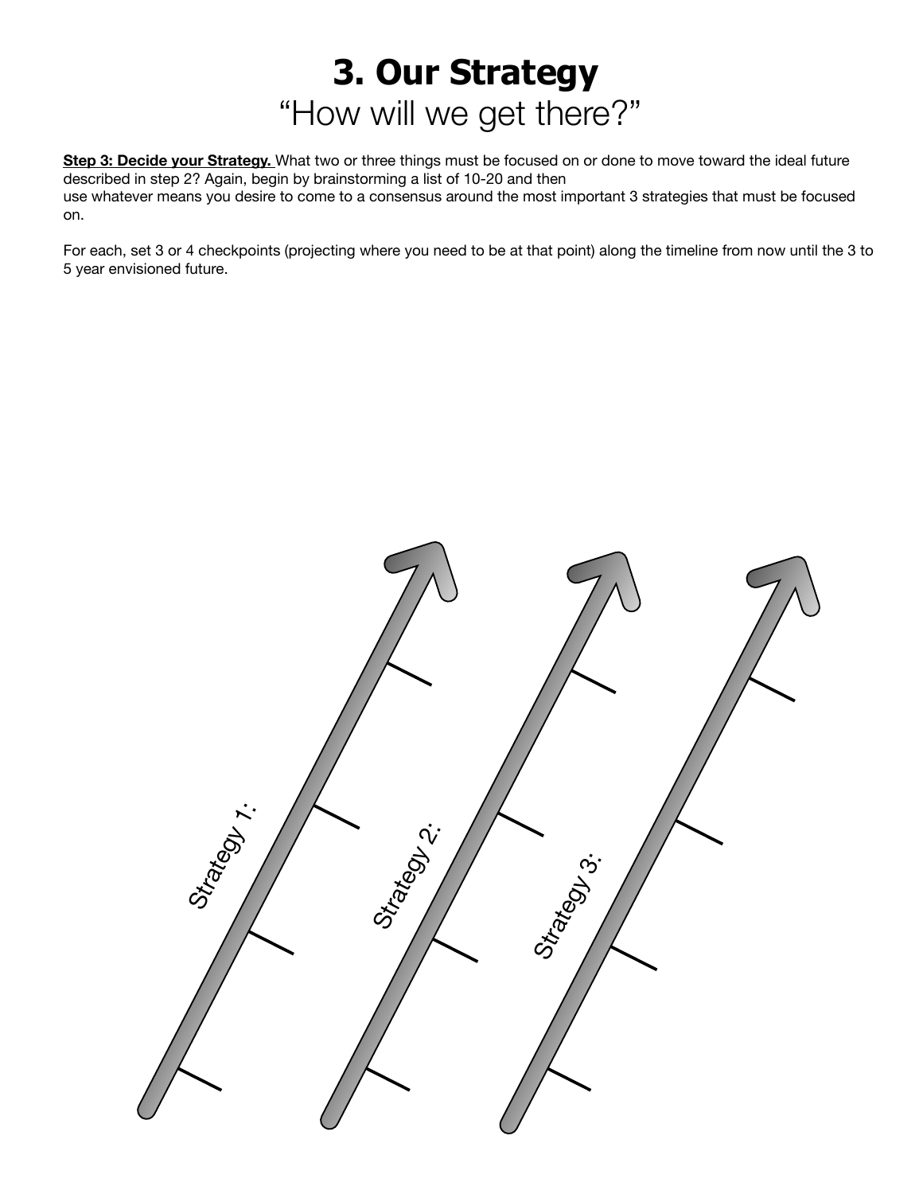# 3. Our Strategy

"How will we get there?"

**Step 3: Decide your Strategy.** What two or three things must be focused on or done to move toward the ideal future described in step 2? Again, begin by brainstorming a list of 10-20 and then use whatever means you desire to come to a consensus around the most important 3 strategies that must be focused on.

For each, set 3 or 4 checkpoints (projecting where you need to be at that point) along the timeline from now until the 3 to 5 year envisioned future.

Strategy 1:

Strategy 2:

Strategy 3: